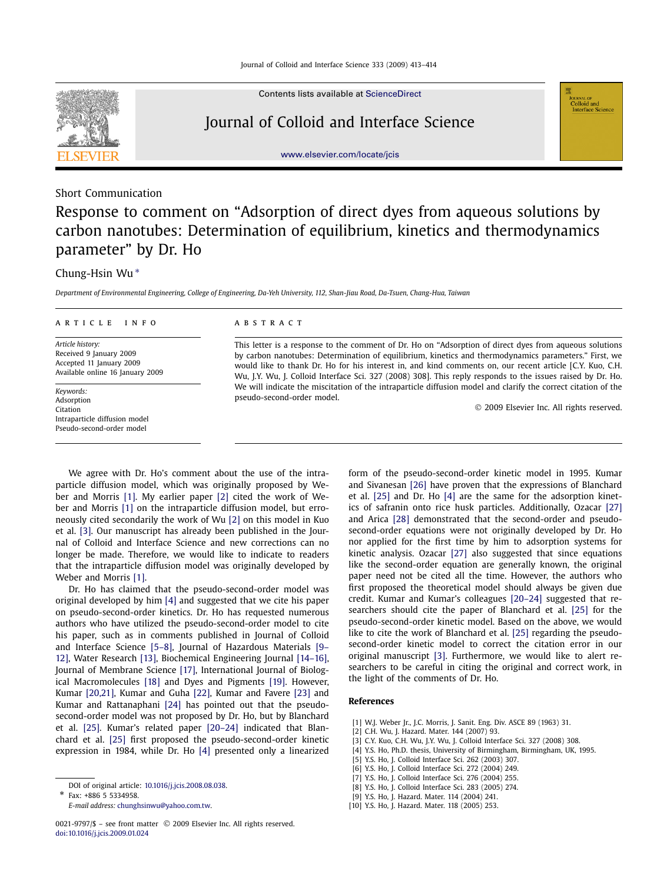Short Communication

# Response to comment on "Adsorption of direct dyes from aqueous solutions by carbon nanotubes: Determination of equilibrium, kinetics and thermodynamics parameter" by Dr. Ho

Chung-Hsin Wu *

*Department of Environmental Engineering, College of Engineering, Da-Yeh University, 112, Shan-Jiau Road, Da-Tsuen, Chang-Hua, Taiwan*

**ARTICLE INFO**

*Article history:*
Received 9 January 2009
Accepted 11 January 2009
Available online 16 January 2009

*Keywords:*
Adsorption
Citation
Intraparticle diffusion model
Pseudo-second-order model

**ABSTRACT**

This letter is a response to the comment of Dr. Ho on "Adsorption of direct dyes from aqueous solutions by carbon nanotubes: Determination of equilibrium, kinetics and thermodynamics parameters." First, we would like to thank Dr. Ho for his interest in, and kind comments on, our recent article [C.Y. Kuo, C.H. Wu, J.Y. Wu, J. Colloid Interface Sci. 327 (2008) 308]. This reply responds to the issues raised by Dr. Ho. We will indicate the miscitation of the intraparticle diffusion model and clarify the correct citation of the pseudo-second-order model.

© 2009 Elsevier Inc. All rights reserved.

We agree with Dr. Ho's comment about the use of the intraparticle diffusion model, which was originally proposed by Weber and Morris [1]. My earlier paper [2] cited the work of Weber and Morris [1] on the intraparticle diffusion model, but erroneously cited secondarily the work of Wu [2] on this model in Kuo et al. [3]. Our manuscript has already been published in the Journal of Colloid and Interface Science and new corrections can no longer be made. Therefore, we would like to indicate to readers that the intraparticle diffusion model was originally developed by Weber and Morris [1].

Dr. Ho has claimed that the pseudo-second-order model was original developed by him [4] and suggested that we cite his paper on pseudo-second-order kinetics. Dr. Ho has requested numerous authors who have utilized the pseudo-second-order model to cite his paper, such as in comments published in Journal of Colloid and Interface Science [5–8], Journal of Hazardous Materials [9–12], Water Research [13], Biochemical Engineering Journal [14–16], Journal of Membrane Science [17], International Journal of Biological Macromolecules [18] and Dyes and Pigments [19]. However, Kumar [20,21], Kumar and Guha [22], Kumar and Favere [23] and Kumar and Rattanaphani [24] has pointed out that the pseudo-second-order model was not proposed by Dr. Ho, but by Blanchard et al. [25]. Kumar's related paper [20–24] indicated that Blanchard et al. [25] first proposed the pseudo-second-order kinetic expression in 1984, while Dr. Ho [4] presented only a linearized form of the pseudo-second-order kinetic model in 1995. Kumar and Sivanesan [26] have proven that the expressions of Blanchard et al. [25] and Dr. Ho [4] are the same for the adsorption kinetics of safranin onto rice husk particles. Additionally, Ozacar [27] and Arica [28] demonstrated that the second-order and pseudo-second-order equations were not originally developed by Dr. Ho nor applied for the first time by him to adsorption systems for kinetic analysis. Ozacar [27] also suggested that since equations like the second-order equation are generally known, the original paper need not be cited all the time. However, the authors who first proposed the theoretical model should always be given due credit. Kumar and Kumar's colleagues [20–24] suggested that researchers should cite the paper of Blanchard et al. [25] for the pseudo-second-order kinetic model. Based on the above, we would like to cite the work of Blanchard et al. [25] regarding the pseudo-second-order kinetic model to correct the citation error in our original manuscript [3]. Furthermore, we would like to alert researchers to be careful in citing the original and correct work, in the light of the comments of Dr. Ho.

## References

[1] W.J. Weber Jr., J.C. Morris, J. Sanit. Eng. Div. ASCE 89 (1963) 31.
[2] C.H. Wu, J. Hazard. Mater. 144 (2007) 93.
[3] C.Y. Kuo, C.H. Wu, J.Y. Wu, J. Colloid Interface Sci. 327 (2008) 308.
[4] Y.S. Ho, Ph.D. thesis, University of Birmingham, Birmingham, UK, 1995.
[5] Y.S. Ho, J. Colloid Interface Sci. 262 (2003) 307.
[6] Y.S. Ho, J. Colloid Interface Sci. 272 (2004) 249.
[7] Y.S. Ho, J. Colloid Interface Sci. 276 (2004) 255.
[8] Y.S. Ho, J. Colloid Interface Sci. 283 (2005) 274.
[9] Y.S. Ho, J. Hazard. Mater. 114 (2004) 241.
[10] Y.S. Ho, J. Hazard. Mater. 118 (2005) 253.

DOI of original article: 10.1016/j.jcis.2008.08.038.

\* Fax: +886 5 5334958.
*E-mail address:* chunghsinwu@yahoo.com.tw.

0021-9797/$ – see front matter © 2009 Elsevier Inc. All rights reserved.
doi:10.1016/j.jcis.2009.01.024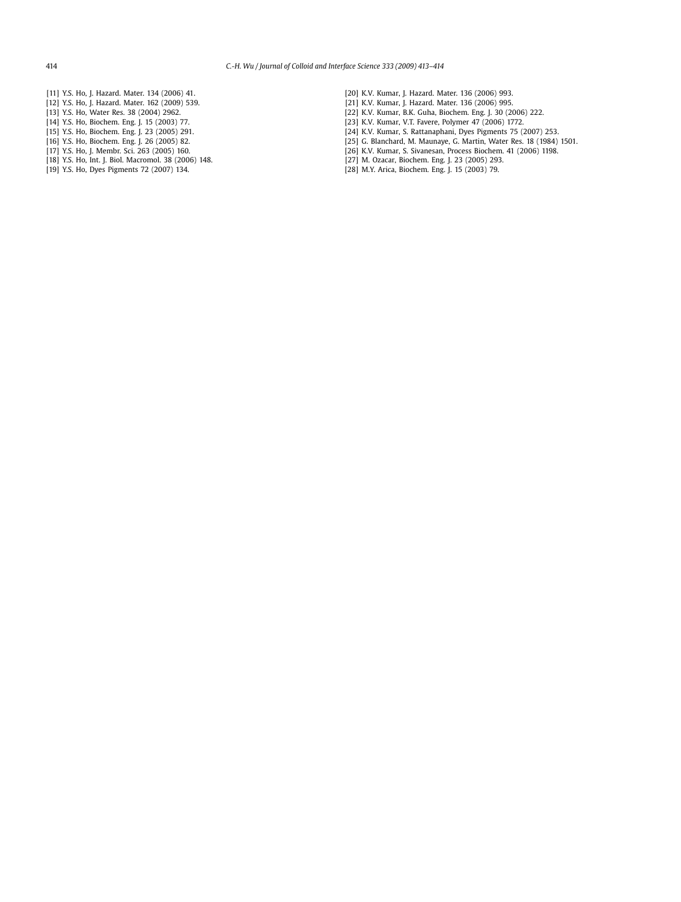[11] Y.S. Ho, J. Hazard. Mater. 134 (2006) 41.
[12] Y.S. Ho, J. Hazard. Mater. 162 (2009) 539.
[13] Y.S. Ho, Water Res. 38 (2004) 2962.
[14] Y.S. Ho, Biochem. Eng. J. 15 (2003) 77.
[15] Y.S. Ho, Biochem. Eng. J. 23 (2005) 291.
[16] Y.S. Ho, Biochem. Eng. J. 26 (2005) 82.
[17] Y.S. Ho, J. Membr. Sci. 263 (2005) 160.
[18] Y.S. Ho, Int. J. Biol. Macromol. 38 (2006) 148.
[19] Y.S. Ho, Dyes Pigments 72 (2007) 134.
[20] K.V. Kumar, J. Hazard. Mater. 136 (2006) 993.
[21] K.V. Kumar, J. Hazard. Mater. 136 (2006) 995.
[22] K.V. Kumar, B.K. Guha, Biochem. Eng. J. 30 (2006) 222.
[23] K.V. Kumar, V.T. Favere, Polymer 47 (2006) 1772.
[24] K.V. Kumar, S. Rattanaphani, Dyes Pigments 75 (2007) 253.
[25] G. Blanchard, M. Maunaye, G. Martin, Water Res. 18 (1984) 1501.
[26] K.V. Kumar, S. Sivanesan, Process Biochem. 41 (2006) 1198.
[27] M. Ozacar, Biochem. Eng. J. 23 (2005) 293.
[28] M.Y. Arica, Biochem. Eng. J. 15 (2003) 79.